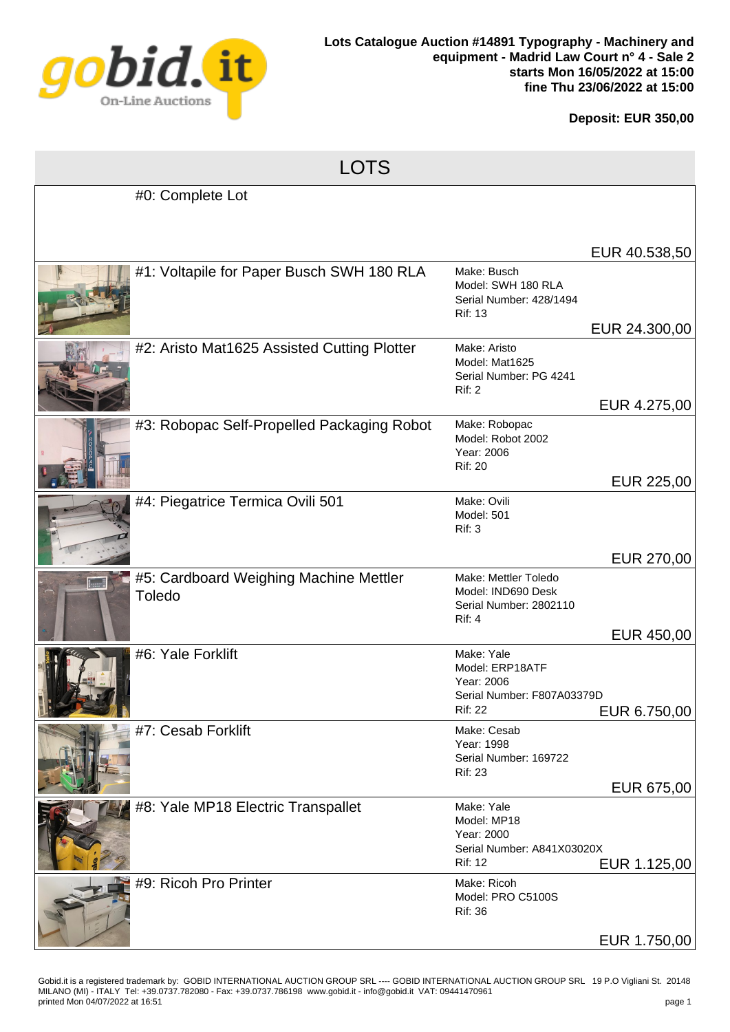**Lots Catalogue Auction #14891 Typography - Machinery and equipment - Madrid Law Court n° 4 - Sale 2**
**starts Mon 16/05/2022 at 15:00**
**fine Thu 23/06/2022 at 15:00**

**Deposit: EUR 350,00**

# LOTS

| Lot | Details | Price |
|---|---|---|
| #0: Complete Lot | | EUR 40.538,50 |
| #1: Voltapile for Paper Busch SWH 180 RLA | Make: Busch<br>Model: SWH 180 RLA<br>Serial Number: 428/1494<br>Rif: 13 | EUR 24.300,00 |
| #2: Aristo Mat1625 Assisted Cutting Plotter | Make: Aristo<br>Model: Mat1625<br>Serial Number: PG 4241<br>Rif: 2 | EUR 4.275,00 |
| #3: Robopac Self-Propelled Packaging Robot | Make: Robopac<br>Model: Robot 2002<br>Year: 2006<br>Rif: 20 | EUR 225,00 |
| #4: Piegatrice Termica Ovili 501 | Make: Ovili<br>Model: 501<br>Rif: 3 | EUR 270,00 |
| #5: Cardboard Weighing Machine Mettler Toledo | Make: Mettler Toledo<br>Model: IND690 Desk<br>Serial Number: 2802110<br>Rif: 4 | EUR 450,00 |
| #6: Yale Forklift | Make: Yale<br>Model: ERP18ATF<br>Year: 2006<br>Serial Number: F807A03379D<br>Rif: 22 | EUR 6.750,00 |
| #7: Cesab Forklift | Make: Cesab<br>Year: 1998<br>Serial Number: 169722<br>Rif: 23 | EUR 675,00 |
| #8: Yale MP18 Electric Transpallet | Make: Yale<br>Model: MP18<br>Year: 2000<br>Serial Number: A841X03020X<br>Rif: 12 | EUR 1.125,00 |
| #9: Ricoh Pro Printer | Make: Ricoh<br>Model: PRO C5100S<br>Rif: 36 | EUR 1.750,00 |

Gobid.it is a registered trademark by: GOBID INTERNATIONAL AUCTION GROUP SRL ---- GOBID INTERNATIONAL AUCTION GROUP SRL 19 P.O Vigliani St. 20148 MILANO (MI) - ITALY Tel: +39.0737.782080 - Fax: +39.0737.786198 www.gobid.it - info@gobid.it VAT: 09441470961
printed Mon 04/07/2022 at 16:51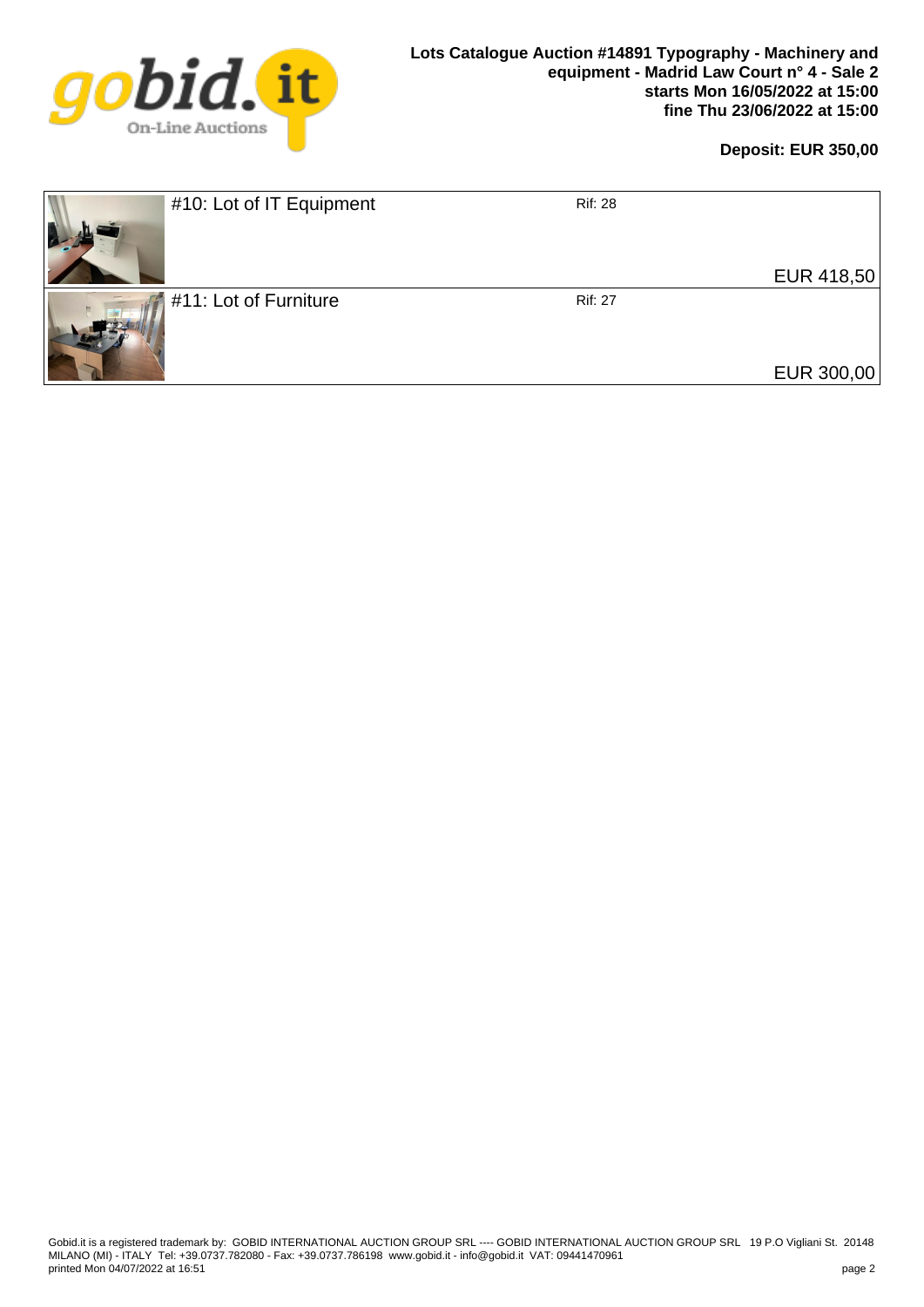**Lots Catalogue Auction #14891 Typography - Machinery and equipment - Madrid Law Court n° 4 - Sale 2**
**starts Mon 16/05/2022 at 15:00**
**fine Thu 23/06/2022 at 15:00**

**Deposit: EUR 350,00**

| | | |
|---|---|---|
| #10: Lot of IT Equipment | Rif: 28 | EUR 418,50 |
| #11: Lot of Furniture | Rif: 27 | EUR 300,00 |

Gobid.it is a registered trademark by: GOBID INTERNATIONAL AUCTION GROUP SRL ---- GOBID INTERNATIONAL AUCTION GROUP SRL 19 P.O Vigliani St. 20148 MILANO (MI) - ITALY Tel: +39.0737.782080 - Fax: +39.0737.786198 www.gobid.it - info@gobid.it VAT: 09441470961
printed Mon 04/07/2022 at 16:51